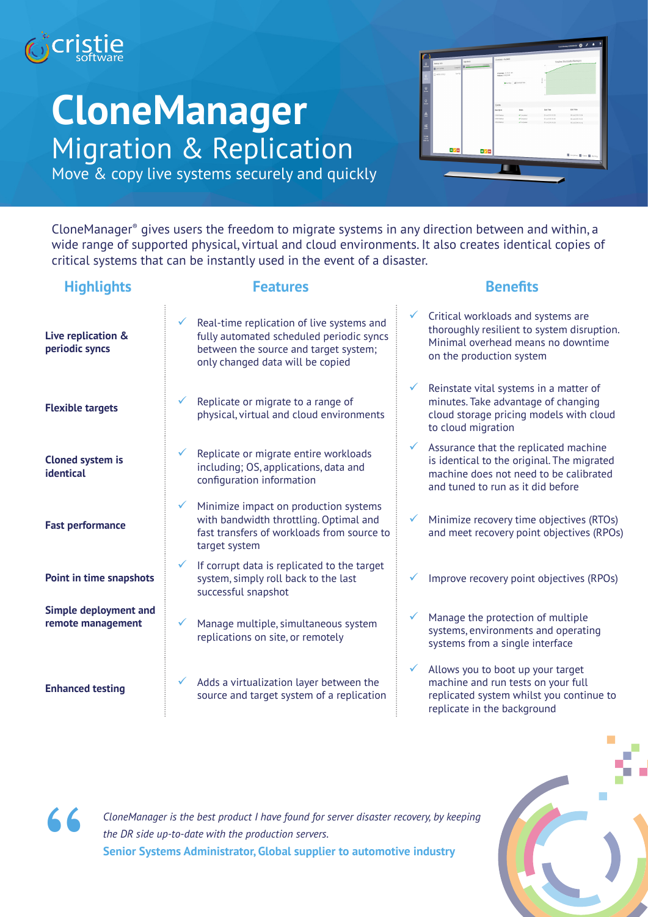# CloneManager

## Migration & Replication

Move & copy live systems securely and quickly

CloneManager® gives users the freedom to migrate systems in any direction between and within, a wide range of supported physical, virtual and cloud environments. It also creates identical copies of critical systems that can be instantly used in the event of a disaster.

| Highlights | Features | Benefits |
| --- | --- | --- |
| **Live replication & periodic syncs** | ✓ Real-time replication of live systems and fully automated scheduled periodic syncs between the source and target system; only changed data will be copied | ✓ Critical workloads and systems are thoroughly resilient to system disruption. Minimal overhead means no downtime on the production system |
| **Flexible targets** | ✓ Replicate or migrate to a range of physical, virtual and cloud environments | ✓ Reinstate vital systems in a matter of minutes. Take advantage of changing cloud storage pricing models with cloud to cloud migration |
| **Cloned system is identical** | ✓ Replicate or migrate entire workloads including; OS, applications, data and configuration information | ✓ Assurance that the replicated machine is identical to the original. The migrated machine does not need to be calibrated and tuned to run as it did before |
| **Fast performance** | ✓ Minimize impact on production systems with bandwidth throttling. Optimal and fast transfers of workloads from source to target system | ✓ Minimize recovery time objectives (RTOs) and meet recovery point objectives (RPOs) |
| **Point in time snapshots** | ✓ If corrupt data is replicated to the target system, simply roll back to the last successful snapshot | ✓ Improve recovery point objectives (RPOs) |
| **Simple deployment and remote management** | ✓ Manage multiple, simultaneous system replications on site, or remotely | ✓ Manage the protection of multiple systems, environments and operating systems from a single interface |
| **Enhanced testing** | ✓ Adds a virtualization layer between the source and target system of a replication | ✓ Allows you to boot up your target machine and run tests on your full replicated system whilst you continue to replicate in the background |

> *CloneManager is the best product I have found for server disaster recovery, by keeping the DR side up-to-date with the production servers.*
>
> **Senior Systems Administrator, Global supplier to automotive industry**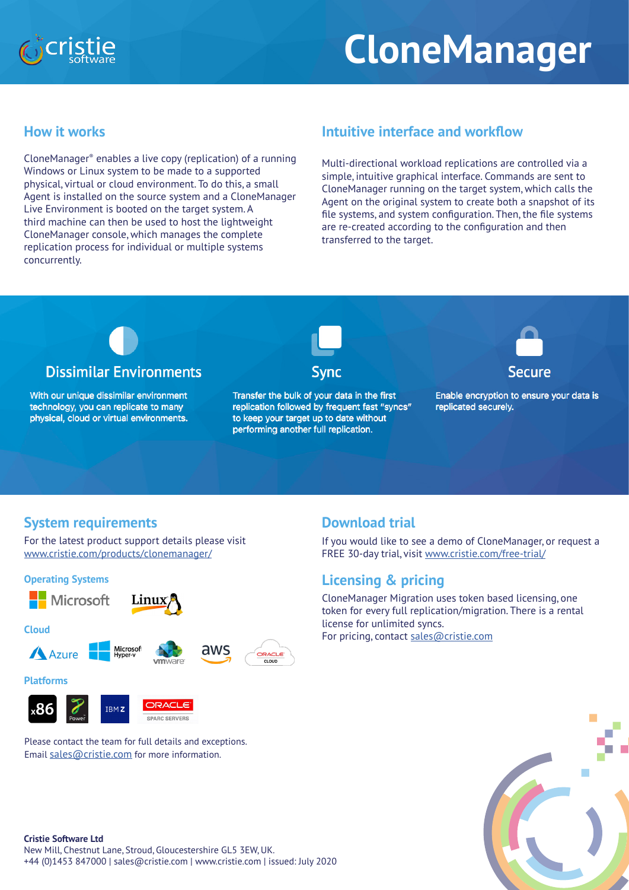// CloneManager

## How it works

CloneManager® enables a live copy (replication) of a running Windows or Linux system to be made to a supported physical, virtual or cloud environment. To do this, a small Agent is installed on the source system and a CloneManager Live Environment is booted on the target system. A third machine can then be used to host the lightweight CloneManager console, which manages the complete replication process for individual or multiple systems concurrently.

## Intuitive interface and workflow

Multi-directional workload replications are controlled via a simple, intuitive graphical interface. Commands are sent to CloneManager running on the target system, which calls the Agent on the original system to create both a snapshot of its file systems, and system configuration. Then, the file systems are re-created according to the configuration and then transferred to the target.

### Dissimilar Environments

With our unique dissimilar environment technology, you can replicate to many physical, cloud or virtual environments.

### Sync

Transfer the bulk of your data in the first replication followed by frequent fast "syncs" to keep your target up to date without performing another full replication.

### Secure

Enable encryption to ensure your data is replicated securely.

## System requirements

For the latest product support details please visit www.cristie.com/products/clonemanager/

### Operating Systems

Microsoft, Linux

### Cloud

Azure, Microsoft Hyper-v, vmware, aws, Oracle Cloud

### Platforms

x86, Power, IBM Z, Oracle SPARC Servers

Please contact the team for full details and exceptions. Email sales@cristie.com for more information.

## Download trial

If you would like to see a demo of CloneManager, or request a FREE 30-day trial, visit www.cristie.com/free-trial/

## Licensing & pricing

CloneManager Migration uses token based licensing, one token for every full replication/migration. There is a rental license for unlimited syncs.
For pricing, contact sales@cristie.com

**Cristie Software Ltd**
New Mill, Chestnut Lane, Stroud, Gloucestershire GL5 3EW, UK.
+44 (0)1453 847000 | sales@cristie.com | www.cristie.com | issued: July 2020